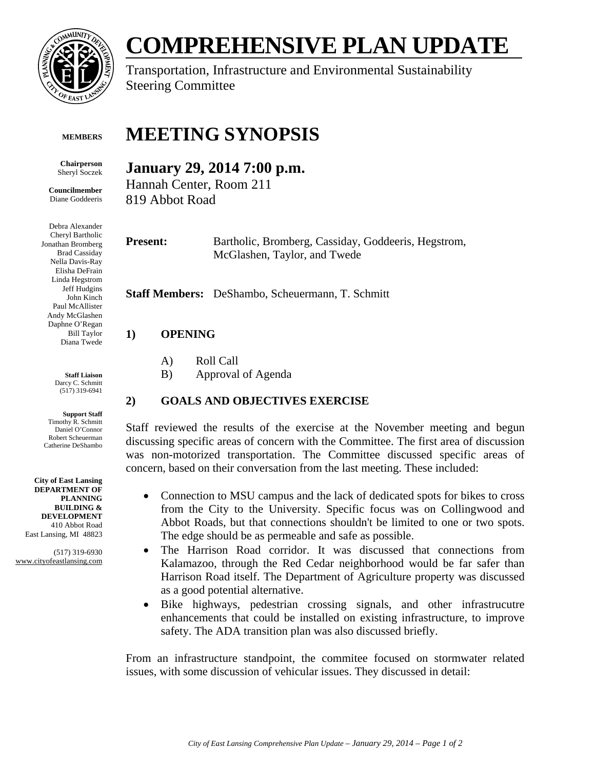# COMPREHENSIVE PLAN UPDATE

Transportation, Infrastructure and Environmental Sustainability Steering Committee

**MEMBERS**

**Chairperson**
Sheryl Soczek

**Councilmember**
Diane Goddeeris

Debra Alexander
Cheryl Bartholic
Jonathan Bromberg
Brad Cassiday
Nella Davis-Ray
Elisha DeFrain
Linda Hegstrom
Jeff Hudgins
John Kinch
Paul McAllister
Andy McGlashen
Daphne O'Regan
Bill Taylor
Diana Twede

**Staff Liaison**
Darcy C. Schmitt
(517) 319-6941

**Support Staff**
Timothy R. Schmitt
Daniel O'Connor
Robert Scheuerman
Catherine DeShambo

**City of East Lansing**
**DEPARTMENT OF PLANNING BUILDING & DEVELOPMENT**
410 Abbot Road
East Lansing, MI 48823

(517) 319-6930
www.cityofeastlansing.com

# MEETING SYNOPSIS

## January 29, 2014 7:00 p.m.

Hannah Center, Room 211
819 Abbot Road

**Present:** Bartholic, Bromberg, Cassiday, Goddeeris, Hegstrom, McGlashen, Taylor, and Twede

**Staff Members:** DeShambo, Scheuermann, T. Schmitt

### 1) OPENING

A) Roll Call
B) Approval of Agenda

### 2) GOALS AND OBJECTIVES EXERCISE

Staff reviewed the results of the exercise at the November meeting and begun discussing specific areas of concern with the Committee. The first area of discussion was non-motorized transportation. The Committee discussed specific areas of concern, based on their conversation from the last meeting. These included:

- Connection to MSU campus and the lack of dedicated spots for bikes to cross from the City to the University. Specific focus was on Collingwood and Abbot Roads, but that connections shouldn't be limited to one or two spots. The edge should be as permeable and safe as possible.
- The Harrison Road corridor. It was discussed that connections from Kalamazoo, through the Red Cedar neighborhood would be far safer than Harrison Road itself. The Department of Agriculture property was discussed as a good potential alternative.
- Bike highways, pedestrian crossing signals, and other infrastrucutre enhancements that could be installed on existing infrastructure, to improve safety. The ADA transition plan was also discussed briefly.

From an infrastructure standpoint, the commitee focused on stormwater related issues, with some discussion of vehicular issues. They discussed in detail: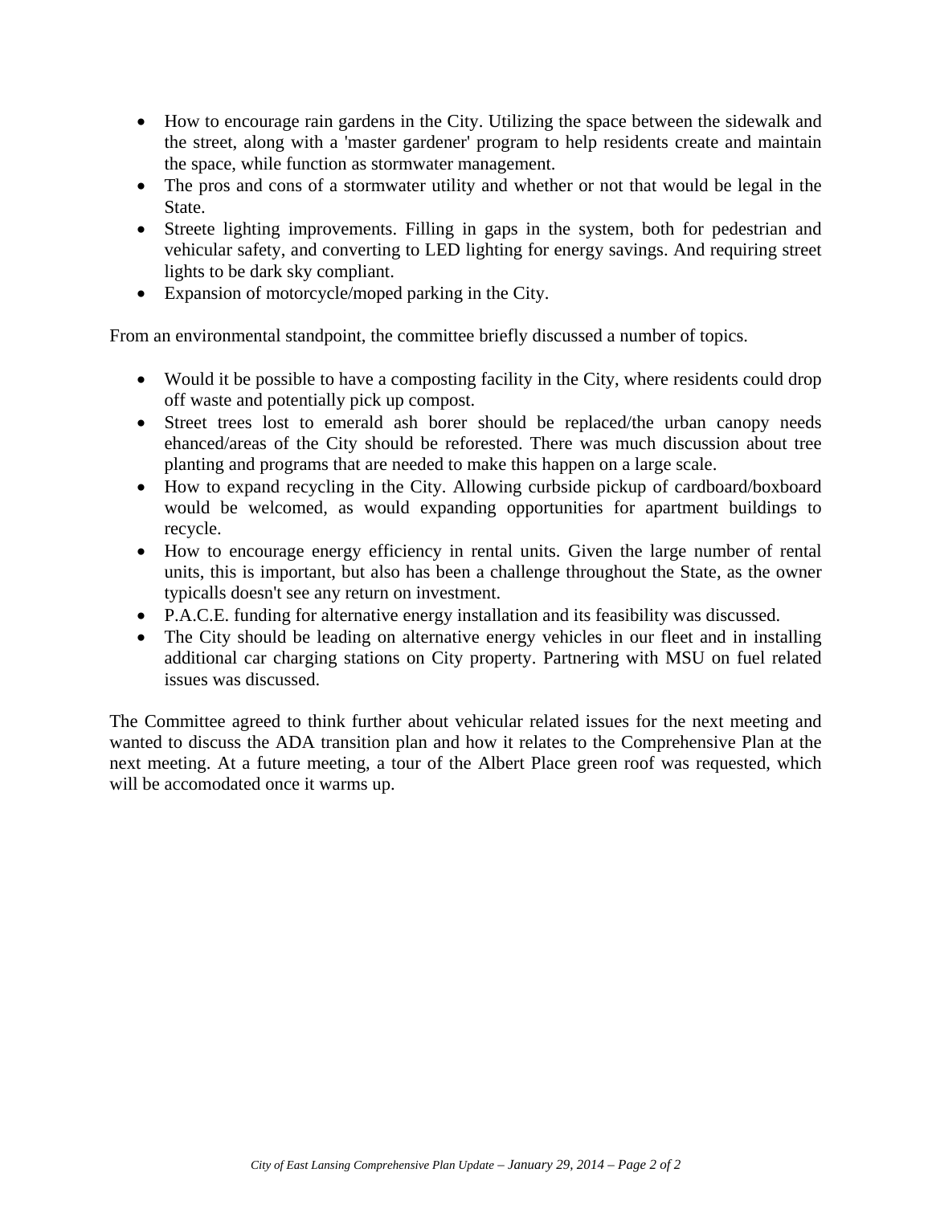- How to encourage rain gardens in the City. Utilizing the space between the sidewalk and the street, along with a 'master gardener' program to help residents create and maintain the space, while function as stormwater management.
- The pros and cons of a stormwater utility and whether or not that would be legal in the State.
- Streete lighting improvements. Filling in gaps in the system, both for pedestrian and vehicular safety, and converting to LED lighting for energy savings. And requiring street lights to be dark sky compliant.
- Expansion of motorcycle/moped parking in the City.

From an environmental standpoint, the committee briefly discussed a number of topics.

- Would it be possible to have a composting facility in the City, where residents could drop off waste and potentially pick up compost.
- Street trees lost to emerald ash borer should be replaced/the urban canopy needs ehanced/areas of the City should be reforested. There was much discussion about tree planting and programs that are needed to make this happen on a large scale.
- How to expand recycling in the City. Allowing curbside pickup of cardboard/boxboard would be welcomed, as would expanding opportunities for apartment buildings to recycle.
- How to encourage energy efficiency in rental units. Given the large number of rental units, this is important, but also has been a challenge throughout the State, as the owner typicalls doesn't see any return on investment.
- P.A.C.E. funding for alternative energy installation and its feasibility was discussed.
- The City should be leading on alternative energy vehicles in our fleet and in installing additional car charging stations on City property. Partnering with MSU on fuel related issues was discussed.

The Committee agreed to think further about vehicular related issues for the next meeting and wanted to discuss the ADA transition plan and how it relates to the Comprehensive Plan at the next meeting. At a future meeting, a tour of the Albert Place green roof was requested, which will be accomodated once it warms up.